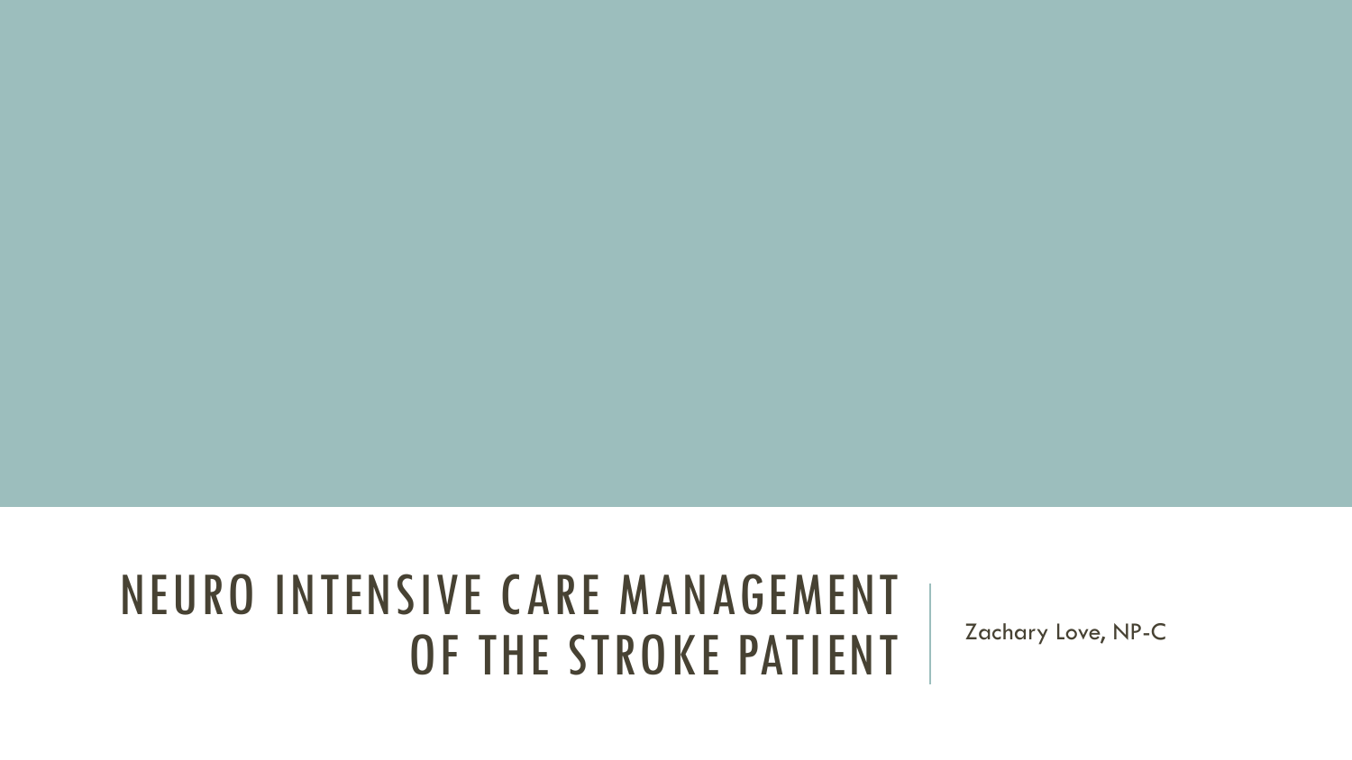# NEURO INTENSIVE CARE MANAGEMENT OF THE STROKE PATIENT

Zachary Love, NP-C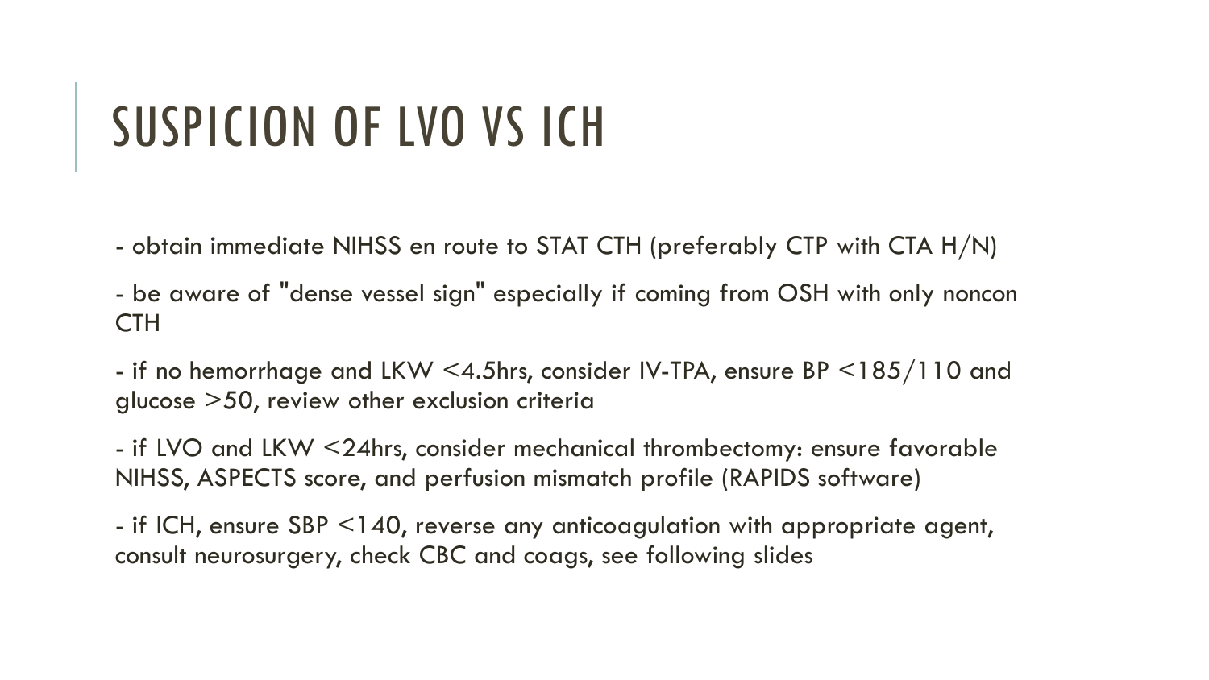# SUSPICION OF LVO VS ICH

- obtain immediate NIHSS en route to STAT CTH (preferably CTP with CTA H/N)

- be aware of "dense vessel sign" especially if coming from OSH with only noncon CTH

- if no hemorrhage and LKW <4.5hrs, consider IV-TPA, ensure BP <185/110 and glucose >50, review other exclusion criteria

- if LVO and LKW <24hrs, consider mechanical thrombectomy: ensure favorable NIHSS, ASPECTS score, and perfusion mismatch profile (RAPIDS software)

- if ICH, ensure SBP <140, reverse any anticoagulation with appropriate agent, consult neurosurgery, check CBC and coags, see following slides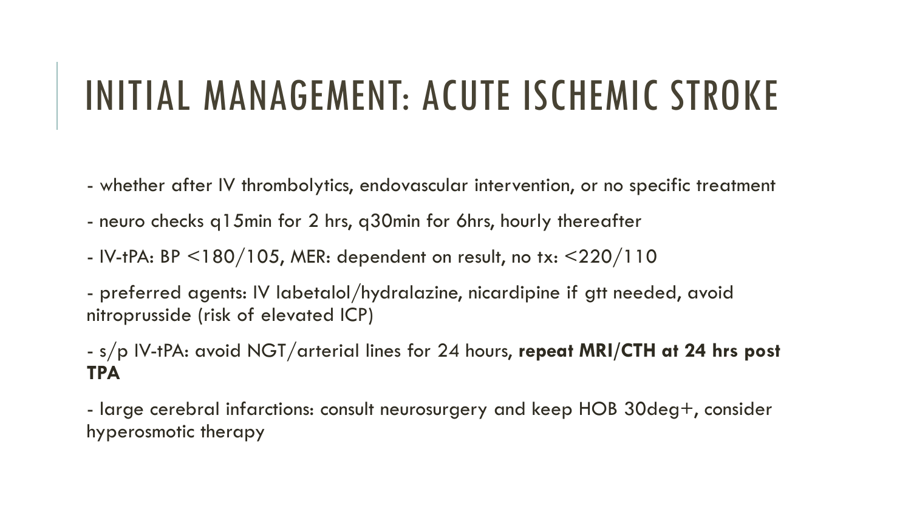# INITIAL MANAGEMENT: ACUTE ISCHEMIC STROKE

- whether after IV thrombolytics, endovascular intervention, or no specific treatment
- neuro checks q15min for 2 hrs, q30min for 6hrs, hourly thereafter
- IV-tPA: BP <180/105, MER: dependent on result, no tx: <220/110
- preferred agents: IV labetalol/hydralazine, nicardipine if gtt needed, avoid nitroprusside (risk of elevated ICP)
- s/p IV-tPA: avoid NGT/arterial lines for 24 hours, **repeat MRI/CTH at 24 hrs post TPA**
- large cerebral infarctions: consult neurosurgery and keep HOB 30deg+, consider hyperosmotic therapy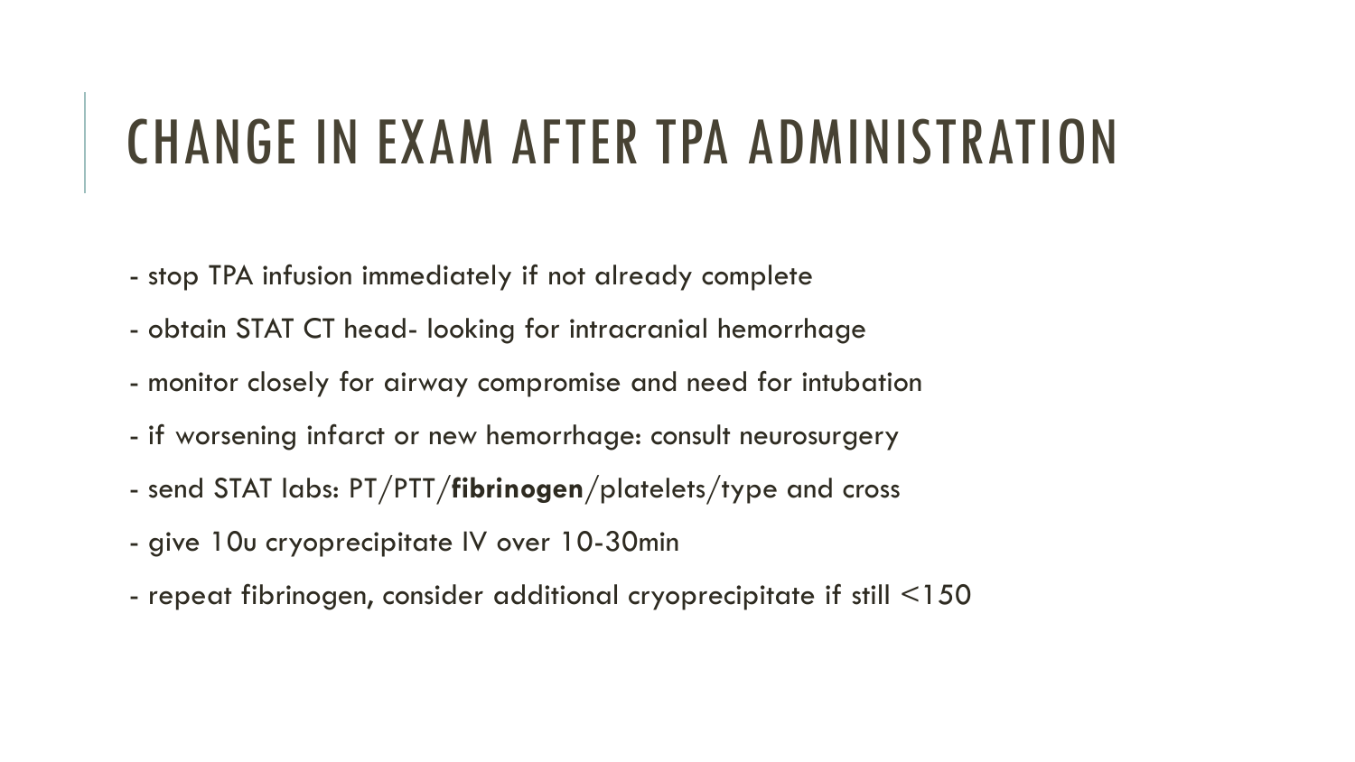# CHANGE IN EXAM AFTER TPA ADMINISTRATION

- stop TPA infusion immediately if not already complete
- obtain STAT CT head- looking for intracranial hemorrhage
- monitor closely for airway compromise and need for intubation
- if worsening infarct or new hemorrhage: consult neurosurgery
- send STAT labs: PT/PTT/**fibrinogen**/platelets/type and cross
- give 10u cryoprecipitate IV over 10-30min
- repeat fibrinogen, consider additional cryoprecipitate if still <150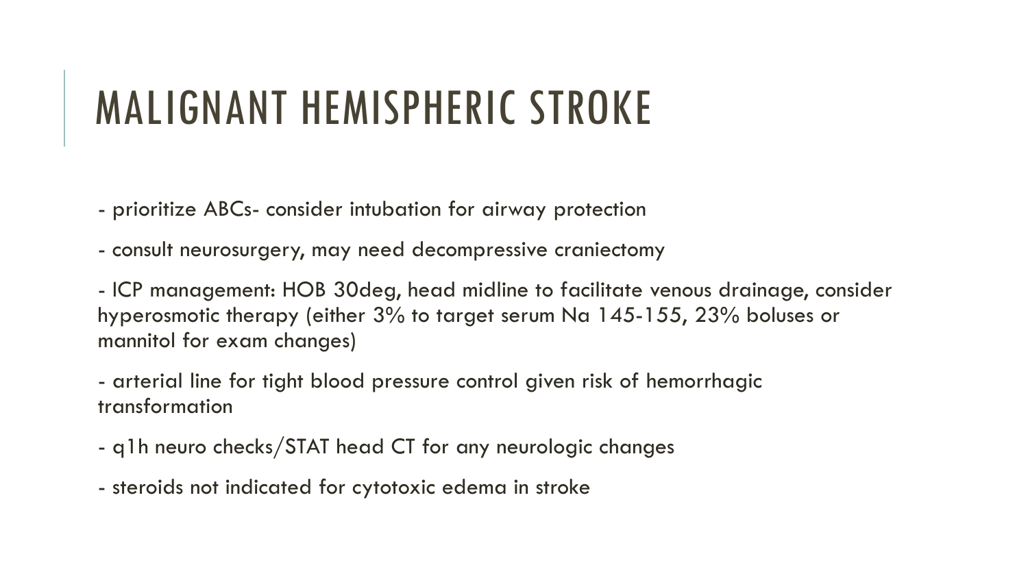# MALIGNANT HEMISPHERIC STROKE

- prioritize ABCs- consider intubation for airway protection

- consult neurosurgery, may need decompressive craniectomy

- ICP management: HOB 30deg, head midline to facilitate venous drainage, consider hyperosmotic therapy (either 3% to target serum Na 145-155, 23% boluses or mannitol for exam changes)

- arterial line for tight blood pressure control given risk of hemorrhagic transformation

- q1h neuro checks/STAT head CT for any neurologic changes

- steroids not indicated for cytotoxic edema in stroke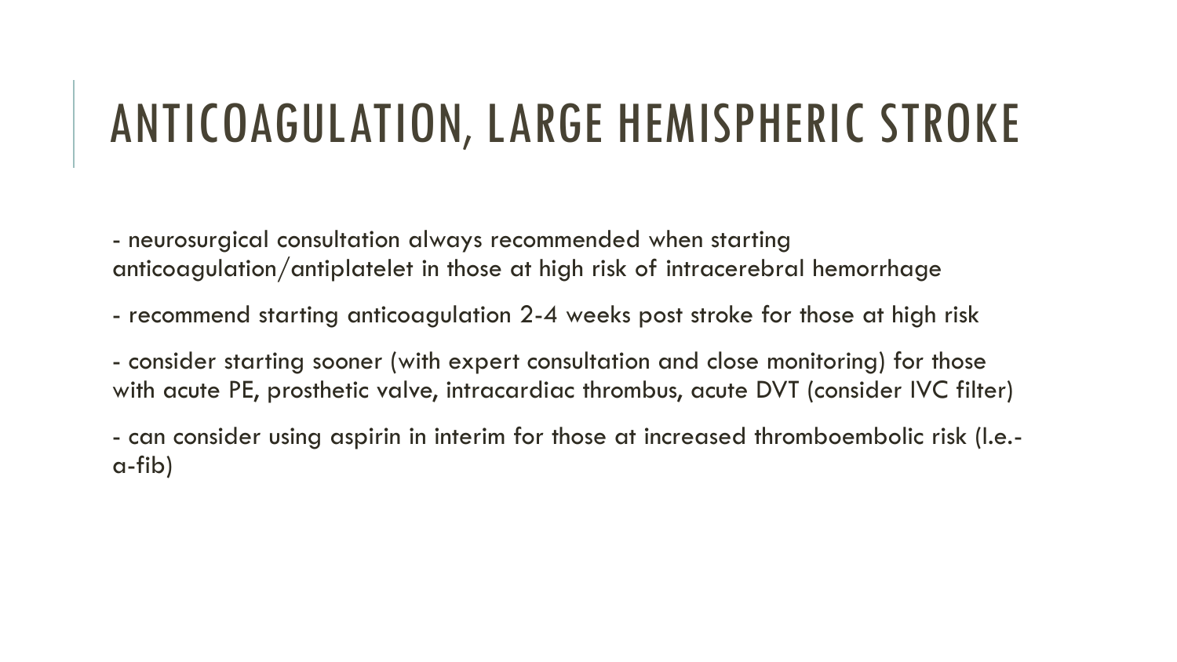# ANTICOAGULATION, LARGE HEMISPHERIC STROKE

- neurosurgical consultation always recommended when starting anticoagulation/antiplatelet in those at high risk of intracerebral hemorrhage

- recommend starting anticoagulation 2-4 weeks post stroke for those at high risk

- consider starting sooner (with expert consultation and close monitoring) for those with acute PE, prosthetic valve, intracardiac thrombus, acute DVT (consider IVC filter)

- can consider using aspirin in interim for those at increased thromboembolic risk (I.e.- a-fib)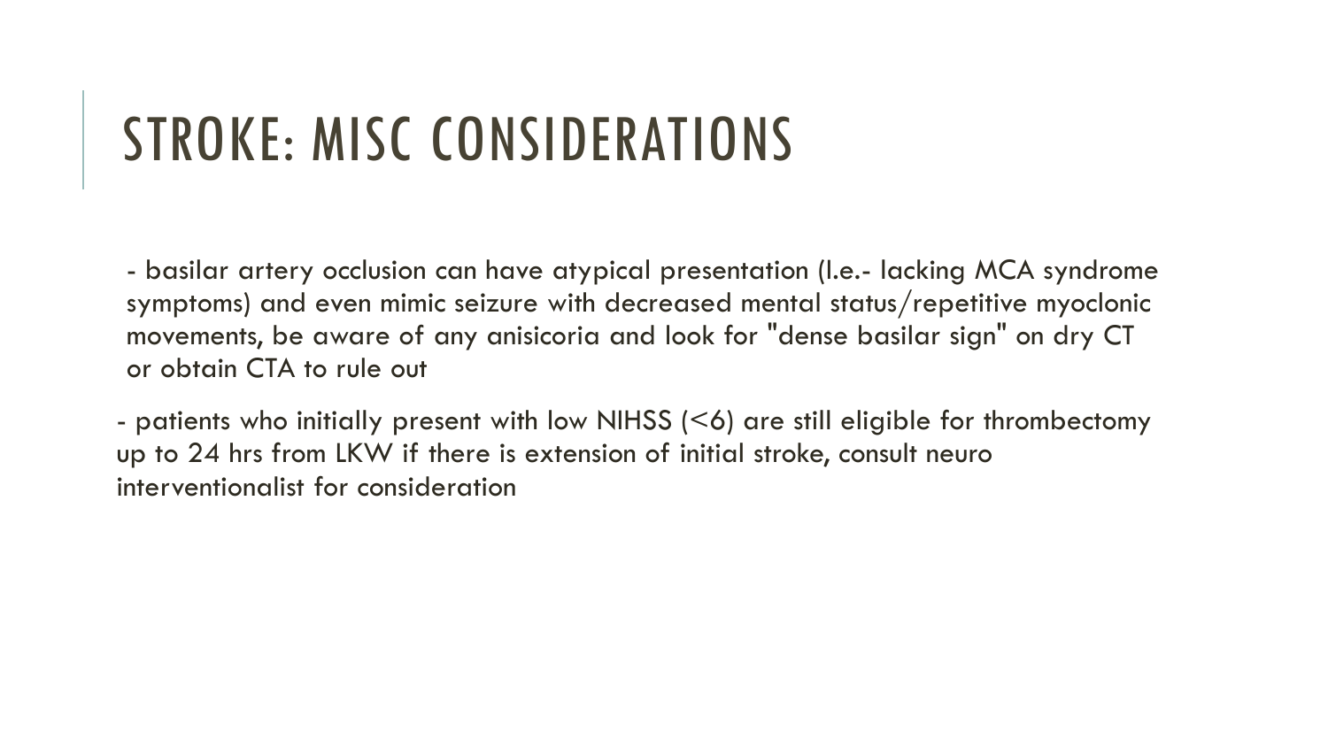# STROKE: MISC CONSIDERATIONS

- basilar artery occlusion can have atypical presentation (I.e.- lacking MCA syndrome symptoms) and even mimic seizure with decreased mental status/repetitive myoclonic movements, be aware of any anisicoria and look for "dense basilar sign" on dry CT or obtain CTA to rule out

- patients who initially present with low NIHSS (<6) are still eligible for thrombectomy up to 24 hrs from LKW if there is extension of initial stroke, consult neuro interventionalist for consideration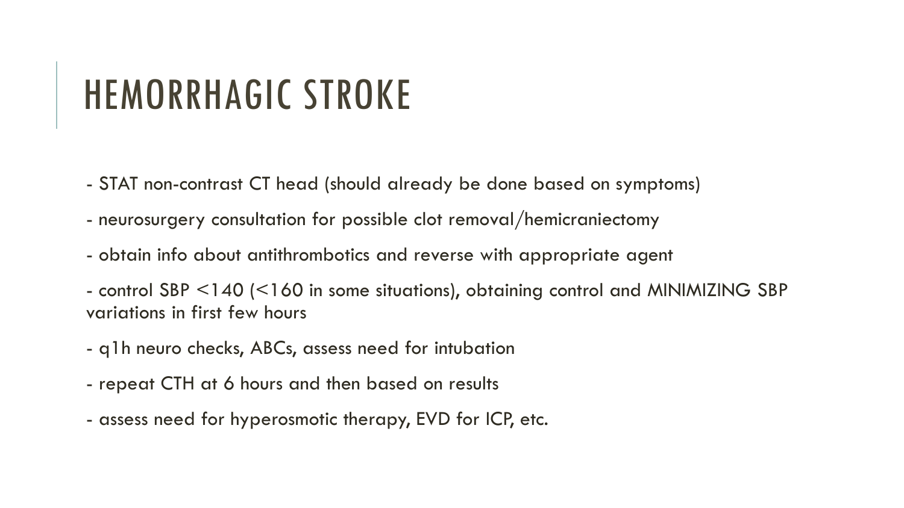# HEMORRHAGIC STROKE

- STAT non-contrast CT head (should already be done based on symptoms)

- neurosurgery consultation for possible clot removal/hemicraniectomy

- obtain info about antithrombotics and reverse with appropriate agent

- control SBP <140 (<160 in some situations), obtaining control and MINIMIZING SBP variations in first few hours

- q1h neuro checks, ABCs, assess need for intubation

- repeat CTH at 6 hours and then based on results

- assess need for hyperosmotic therapy, EVD for ICP, etc.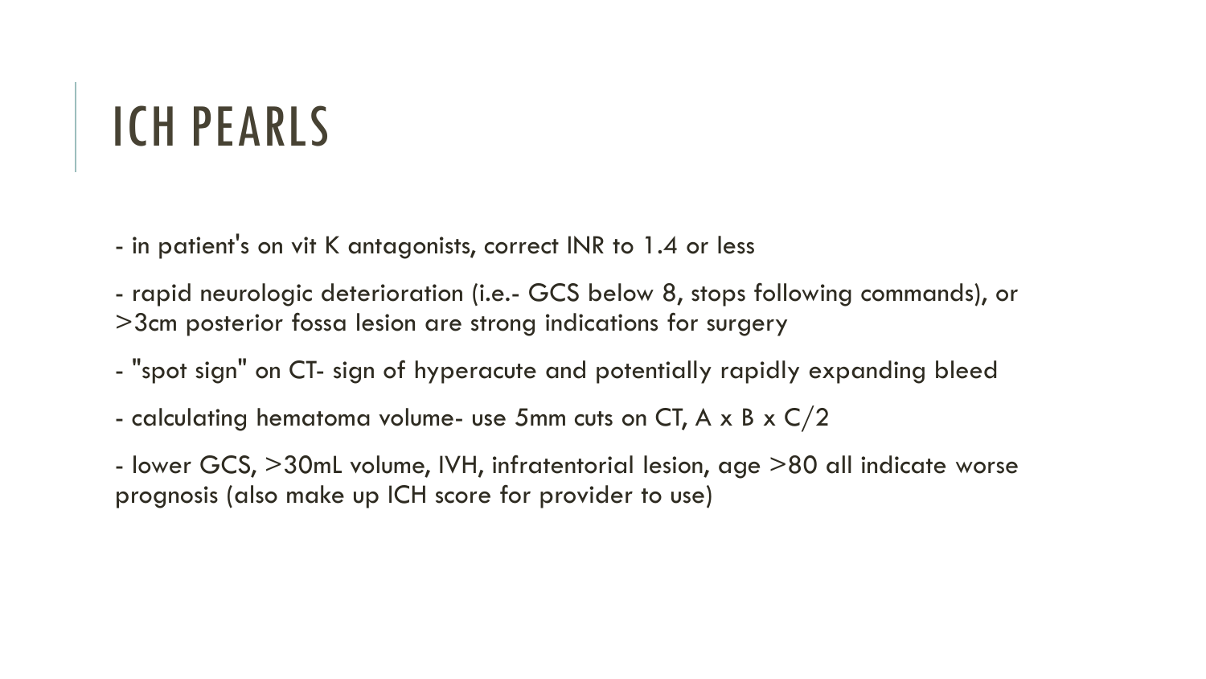# ICH PEARLS

- in patient's on vit K antagonists, correct INR to 1.4 or less

- rapid neurologic deterioration (i.e.- GCS below 8, stops following commands), or >3cm posterior fossa lesion are strong indications for surgery

- "spot sign" on CT- sign of hyperacute and potentially rapidly expanding bleed

- calculating hematoma volume- use 5mm cuts on CT, $A \times B \times C/2$

- lower GCS, >30mL volume, IVH, infratentorial lesion, age >80 all indicate worse prognosis (also make up ICH score for provider to use)